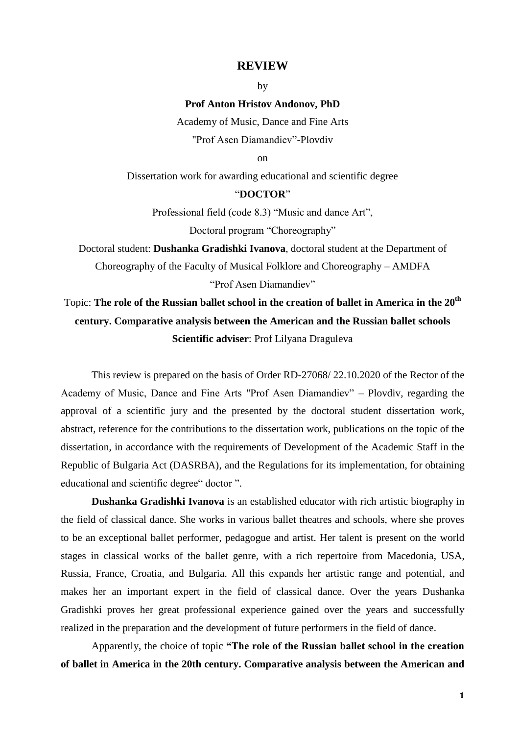# REVIEW

by

**Prof Anton Hristov Andonov, PhD**

Academy of Music, Dance and Fine Arts

"Prof Asen Diamandiev"-Plovdiv

on

Dissertation work for awarding educational and scientific degree

"**DOCTOR**"

Professional field (code 8.3) "Music and dance Art",

Doctoral program "Choreography"

Doctoral student: **Dushanka Gradishki Ivanova**, doctoral student at the Department of Choreography of the Faculty of Musical Folklore and Choreography – AMDFA "Prof Asen Diamandiev"

Topic: **The role of the Russian ballet school in the creation of ballet in America in the 20th century. Comparative analysis between the American and the Russian ballet schools**

**Scientific adviser**: Prof Lilyana Draguleva

This review is prepared on the basis of Order RD-27068/ 22.10.2020 of the Rector of the Academy of Music, Dance and Fine Arts "Prof Asen Diamandiev" – Plovdiv, regarding the approval of a scientific jury and the presented by the doctoral student dissertation work, abstract, reference for the contributions to the dissertation work, publications on the topic of the dissertation, in accordance with the requirements of Development of the Academic Staff in the Republic of Bulgaria Act (DASRBA), and the Regulations for its implementation, for obtaining educational and scientific degree" doctor ".

**Dushanka Gradishki Ivanova** is an established educator with rich artistic biography in the field of classical dance. She works in various ballet theatres and schools, where she proves to be an exceptional ballet performer, pedagogue and artist. Her talent is present on the world stages in classical works of the ballet genre, with a rich repertoire from Macedonia, USA, Russia, France, Croatia, and Bulgaria. All this expands her artistic range and potential, and makes her an important expert in the field of classical dance. Over the years Dushanka Gradishki proves her great professional experience gained over the years and successfully realized in the preparation and the development of future performers in the field of dance.

Apparently, the choice of topic **"The role of the Russian ballet school in the creation of ballet in America in the 20th century. Comparative analysis between the American and**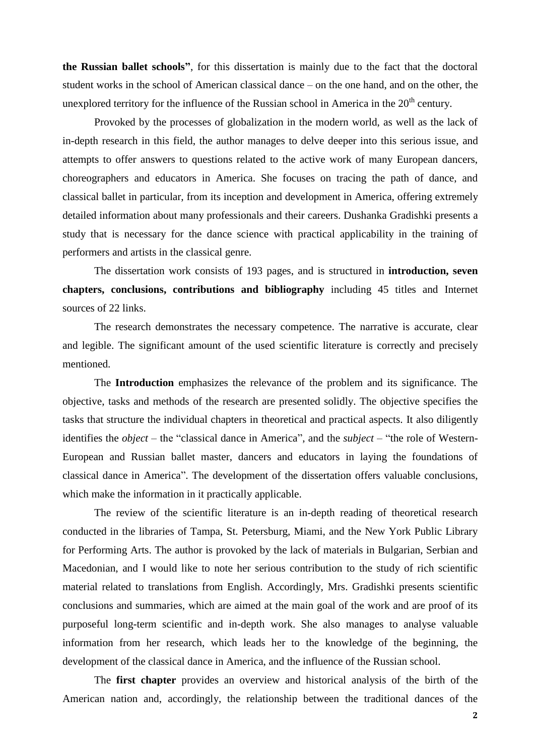**the Russian ballet schools"**, for this dissertation is mainly due to the fact that the doctoral student works in the school of American classical dance – on the one hand, and on the other, the unexplored territory for the influence of the Russian school in America in the 20th century.

Provoked by the processes of globalization in the modern world, as well as the lack of in-depth research in this field, the author manages to delve deeper into this serious issue, and attempts to offer answers to questions related to the active work of many European dancers, choreographers and educators in America. She focuses on tracing the path of dance, and classical ballet in particular, from its inception and development in America, offering extremely detailed information about many professionals and their careers. Dushanka Gradishki presents a study that is necessary for the dance science with practical applicability in the training of performers and artists in the classical genre.

The dissertation work consists of 193 pages, and is structured in **introduction, seven chapters, conclusions, contributions and bibliography** including 45 titles and Internet sources of 22 links.

The research demonstrates the necessary competence. The narrative is accurate, clear and legible. The significant amount of the used scientific literature is correctly and precisely mentioned.

The **Introduction** emphasizes the relevance of the problem and its significance. The objective, tasks and methods of the research are presented solidly. The objective specifies the tasks that structure the individual chapters in theoretical and practical aspects. It also diligently identifies the *object* – the "classical dance in America", and the *subject* – "the role of Western-European and Russian ballet master, dancers and educators in laying the foundations of classical dance in America". The development of the dissertation offers valuable conclusions, which make the information in it practically applicable.

The review of the scientific literature is an in-depth reading of theoretical research conducted in the libraries of Tampa, St. Petersburg, Miami, and the New York Public Library for Performing Arts. The author is provoked by the lack of materials in Bulgarian, Serbian and Macedonian, and I would like to note her serious contribution to the study of rich scientific material related to translations from English. Accordingly, Mrs. Gradishki presents scientific conclusions and summaries, which are aimed at the main goal of the work and are proof of its purposeful long-term scientific and in-depth work. She also manages to analyse valuable information from her research, which leads her to the knowledge of the beginning, the development of the classical dance in America, and the influence of the Russian school.

The **first chapter** provides an overview and historical analysis of the birth of the American nation and, accordingly, the relationship between the traditional dances of the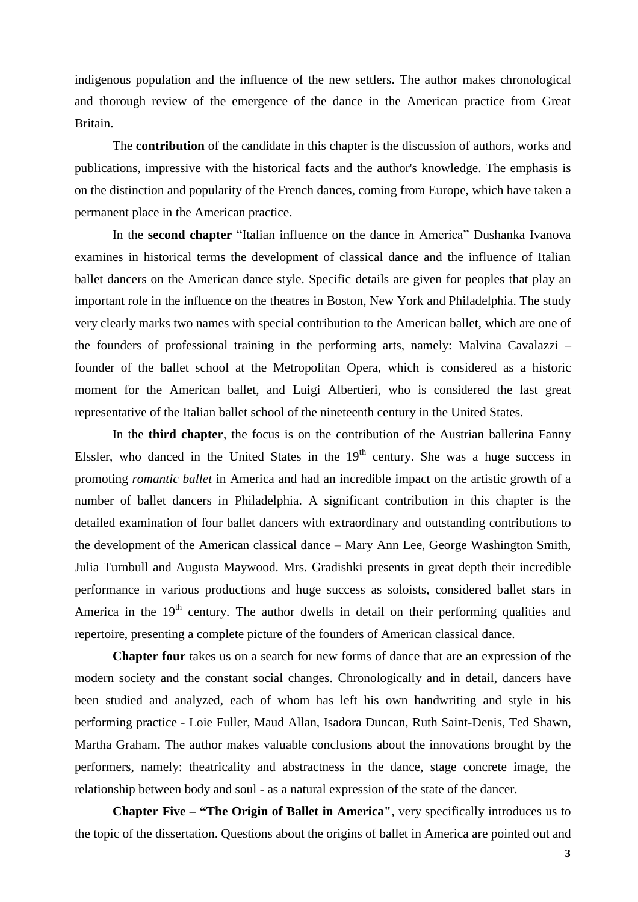indigenous population and the influence of the new settlers. The author makes chronological and thorough review of the emergence of the dance in the American practice from Great Britain.

The **contribution** of the candidate in this chapter is the discussion of authors, works and publications, impressive with the historical facts and the author's knowledge. The emphasis is on the distinction and popularity of the French dances, coming from Europe, which have taken a permanent place in the American practice.

In the **second chapter** "Italian influence on the dance in America" Dushanka Ivanova examines in historical terms the development of classical dance and the influence of Italian ballet dancers on the American dance style. Specific details are given for peoples that play an important role in the influence on the theatres in Boston, New York and Philadelphia. The study very clearly marks two names with special contribution to the American ballet, which are one of the founders of professional training in the performing arts, namely: Malvina Cavalazzi – founder of the ballet school at the Metropolitan Opera, which is considered as a historic moment for the American ballet, and Luigi Albertieri, who is considered the last great representative of the Italian ballet school of the nineteenth century in the United States.

In the **third chapter**, the focus is on the contribution of the Austrian ballerina Fanny Elssler, who danced in the United States in the 19th century. She was a huge success in promoting *romantic ballet* in America and had an incredible impact on the artistic growth of a number of ballet dancers in Philadelphia. A significant contribution in this chapter is the detailed examination of four ballet dancers with extraordinary and outstanding contributions to the development of the American classical dance – Mary Ann Lee, George Washington Smith, Julia Turnbull and Augusta Maywood. Mrs. Gradishki presents in great depth their incredible performance in various productions and huge success as soloists, considered ballet stars in America in the 19th century. The author dwells in detail on their performing qualities and repertoire, presenting a complete picture of the founders of American classical dance.

**Chapter four** takes us on a search for new forms of dance that are an expression of the modern society and the constant social changes. Chronologically and in detail, dancers have been studied and analyzed, each of whom has left his own handwriting and style in his performing practice - Loie Fuller, Maud Allan, Isadora Duncan, Ruth Saint-Denis, Ted Shawn, Martha Graham. The author makes valuable conclusions about the innovations brought by the performers, namely: theatricality and abstractness in the dance, stage concrete image, the relationship between body and soul - as a natural expression of the state of the dancer.

**Chapter Five – "The Origin of Ballet in America"**, very specifically introduces us to the topic of the dissertation. Questions about the origins of ballet in America are pointed out and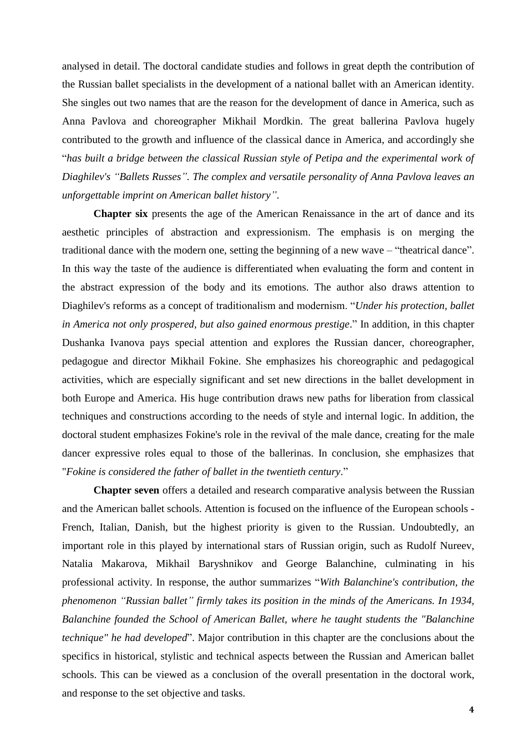analysed in detail. The doctoral candidate studies and follows in great depth the contribution of the Russian ballet specialists in the development of a national ballet with an American identity. She singles out two names that are the reason for the development of dance in America, such as Anna Pavlova and choreographer Mikhail Mordkin. The great ballerina Pavlova hugely contributed to the growth and influence of the classical dance in America, and accordingly she "*has built a bridge between the classical Russian style of Petipa and the experimental work of Diaghilev's "Ballets Russes". The complex and versatile personality of Anna Pavlova leaves an unforgettable imprint on American ballet history"*.

**Chapter six** presents the age of the American Renaissance in the art of dance and its aesthetic principles of abstraction and expressionism. The emphasis is on merging the traditional dance with the modern one, setting the beginning of a new wave – "theatrical dance". In this way the taste of the audience is differentiated when evaluating the form and content in the abstract expression of the body and its emotions. The author also draws attention to Diaghilev's reforms as a concept of traditionalism and modernism. "*Under his protection, ballet in America not only prospered, but also gained enormous prestige*." In addition, in this chapter Dushanka Ivanova pays special attention and explores the Russian dancer, choreographer, pedagogue and director Mikhail Fokine. She emphasizes his choreographic and pedagogical activities, which are especially significant and set new directions in the ballet development in both Europe and America. His huge contribution draws new paths for liberation from classical techniques and constructions according to the needs of style and internal logic. In addition, the doctoral student emphasizes Fokine's role in the revival of the male dance, creating for the male dancer expressive roles equal to those of the ballerinas. In conclusion, she emphasizes that "*Fokine is considered the father of ballet in the twentieth century*."

**Chapter seven** offers a detailed and research comparative analysis between the Russian and the American ballet schools. Attention is focused on the influence of the European schools - French, Italian, Danish, but the highest priority is given to the Russian. Undoubtedly, an important role in this played by international stars of Russian origin, such as Rudolf Nureev, Natalia Makarova, Mikhail Baryshnikov and George Balanchine, culminating in his professional activity. In response, the author summarizes "*With Balanchine's contribution, the phenomenon "Russian ballet" firmly takes its position in the minds of the Americans. In 1934, Balanchine founded the School of American Ballet, where he taught students the "Balanchine technique" he had developed*". Major contribution in this chapter are the conclusions about the specifics in historical, stylistic and technical aspects between the Russian and American ballet schools. This can be viewed as a conclusion of the overall presentation in the doctoral work, and response to the set objective and tasks.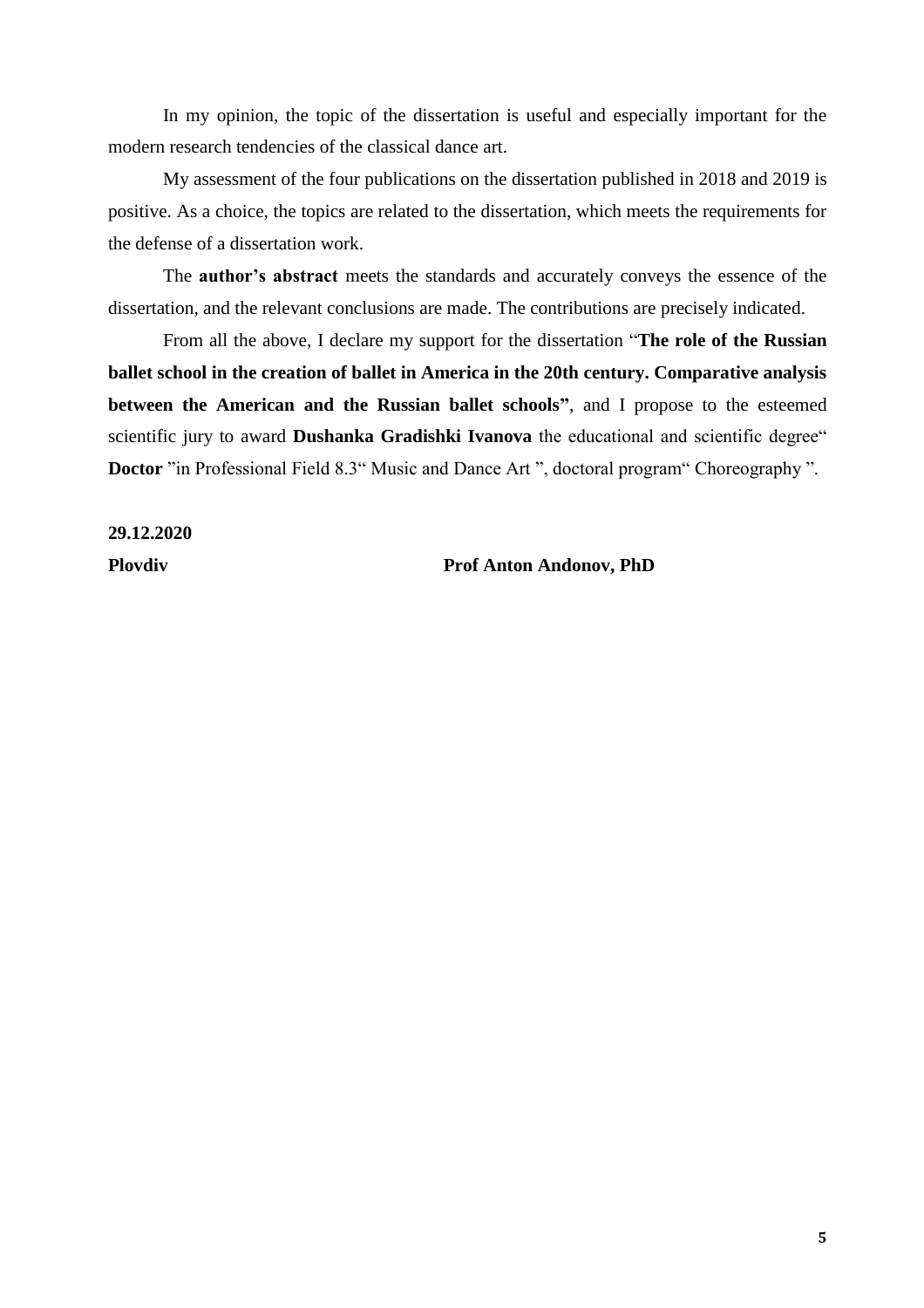In my opinion, the topic of the dissertation is useful and especially important for the modern research tendencies of the classical dance art.

My assessment of the four publications on the dissertation published in 2018 and 2019 is positive. As a choice, the topics are related to the dissertation, which meets the requirements for the defense of a dissertation work.

The **author's abstract** meets the standards and accurately conveys the essence of the dissertation, and the relevant conclusions are made. The contributions are precisely indicated.

From all the above, I declare my support for the dissertation "**The role of the Russian ballet school in the creation of ballet in America in the 20th century. Comparative analysis between the American and the Russian ballet schools"**, and I propose to the esteemed scientific jury to award **Dushanka Gradishki Ivanova** the educational and scientific degree" **Doctor** "in Professional Field 8.3" Music and Dance Art ", doctoral program" Choreography ".

**29.12.2020**

**Plovdiv** **Prof Anton Andonov, PhD**